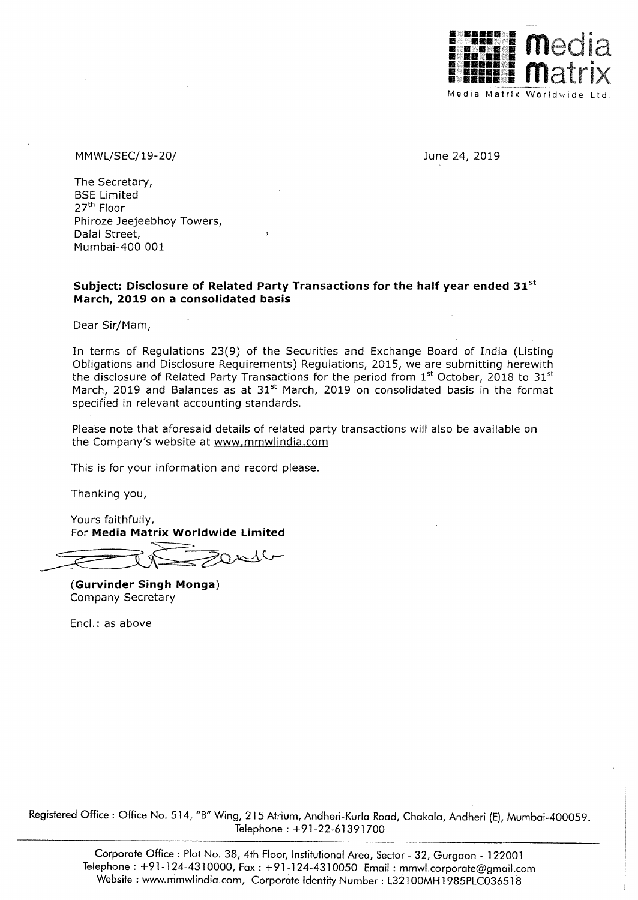Media Matrix Worldwide Ltd.

MMWL/SEC/19-20/

June 24, 2019

The Secretary,
BSE Limited
27th Floor
Phiroze Jeejeebhoy Towers,
Dalal Street,
Mumbai-400 001

**Subject: Disclosure of Related Party Transactions for the half year ended 31st March, 2019 on a consolidated basis**

Dear Sir/Mam,

In terms of Regulations 23(9) of the Securities and Exchange Board of India (Listing Obligations and Disclosure Requirements) Regulations, 2015, we are submitting herewith the disclosure of Related Party Transactions for the period from 1st October, 2018 to 31st March, 2019 and Balances as at 31st March, 2019 on consolidated basis in the format specified in relevant accounting standards.

Please note that aforesaid details of related party transactions will also be available on the Company's website at www.mmwlindia.com

This is for your information and record please.

Thanking you,

Yours faithfully,
For **Media Matrix Worldwide Limited**

(**Gurvinder Singh Monga**)
Company Secretary

Encl.: as above

Registered Office : Office No. 514, "B" Wing, 215 Atrium, Andheri-Kurla Road, Chakala, Andheri (E), Mumbai-400059. Telephone : +91-22-61391700

Corporate Office : Plot No. 38, 4th Floor, Institutional Area, Sector - 32, Gurgaon - 122001
Telephone : +91-124-4310000, Fax : +91-124-4310050 Email : mmwl.corporate@gmail.com
Website : www.mmwlindia.com, Corporate Identity Number : L32100MH1985PLC036518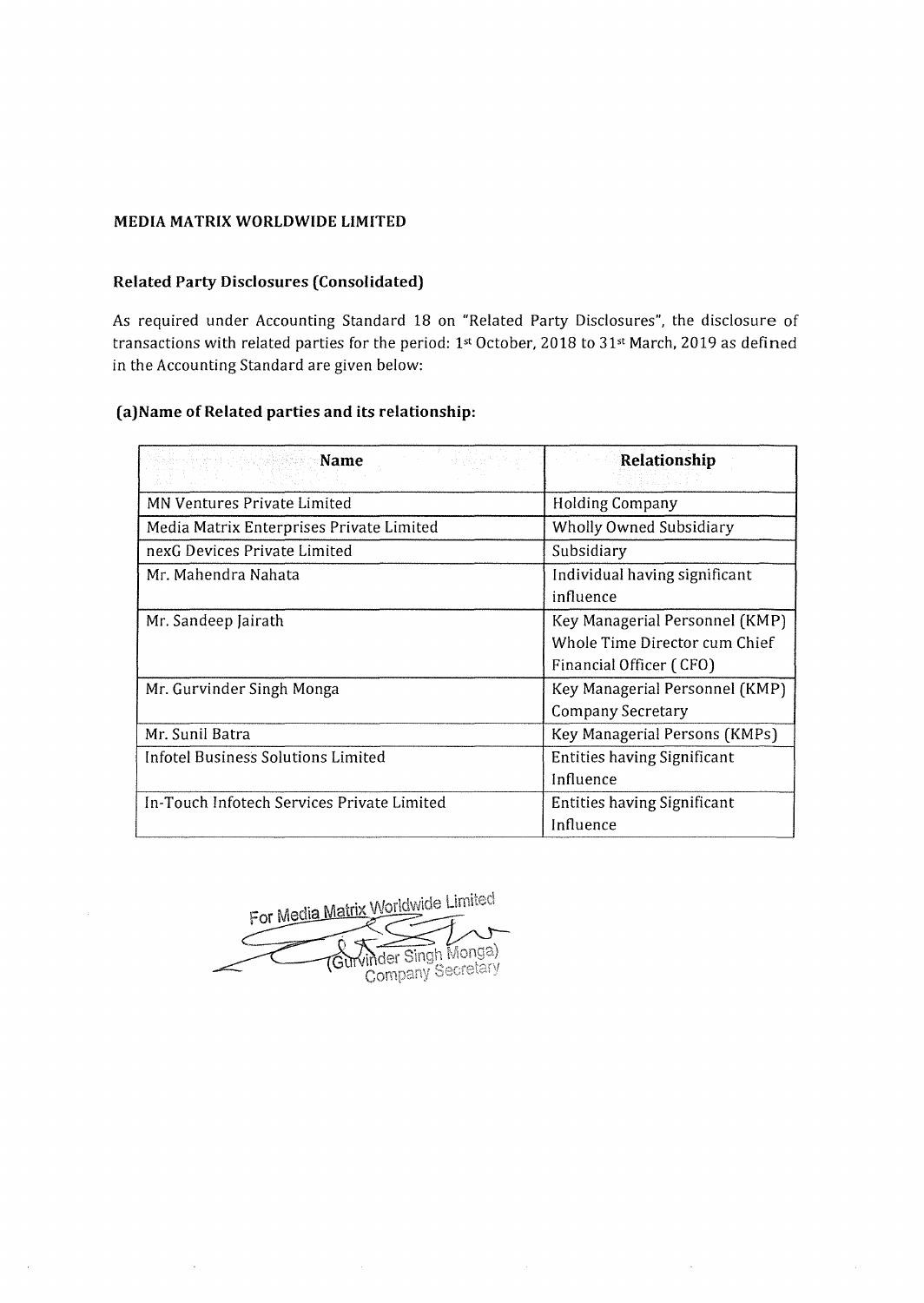**MEDIA MATRIX WORLDWIDE LIMITED**

**Related Party Disclosures (Consolidated)**

As required under Accounting Standard 18 on "Related Party Disclosures", the disclosure of transactions with related parties for the period: 1st October, 2018 to 31st March, 2019 as defined in the Accounting Standard are given below:

**(a)Name of Related parties and its relationship:**

| Name | Relationship |
|---|---|
| MN Ventures Private Limited | Holding Company |
| Media Matrix Enterprises Private Limited | Wholly Owned Subsidiary |
| nexG Devices Private Limited | Subsidiary |
| Mr. Mahendra Nahata | Individual having significant influence |
| Mr. Sandeep Jairath | Key Managerial Personnel (KMP) Whole Time Director cum Chief Financial Officer ( CFO) |
| Mr. Gurvinder Singh Monga | Key Managerial Personnel (KMP) Company Secretary |
| Mr. Sunil Batra | Key Managerial Persons (KMPs) |
| Infotel Business Solutions Limited | Entities having Significant Influence |
| In-Touch Infotech Services Private Limited | Entities having Significant Influence |

For Media Matrix Worldwide Limited

(Gurvinder Singh Monga)
Company Secretary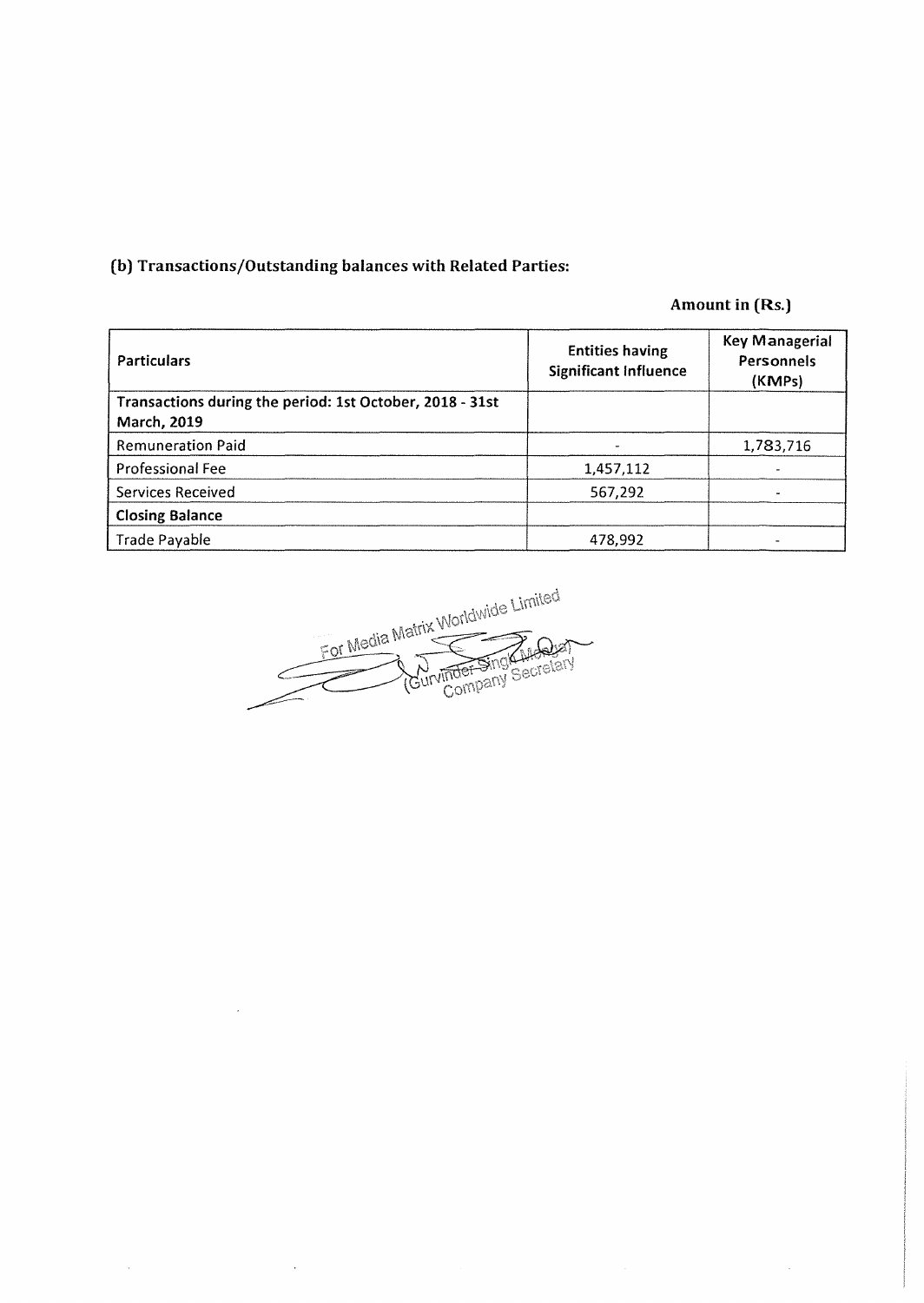### (b) Transactions/Outstanding balances with Related Parties:

**Amount in (Rs.)**

| Particulars | Entities having Significant Influence | Key Managerial Personnels (KMPs) |
|---|---|---|
| **Transactions during the period: 1st October, 2018 - 31st March, 2019** | | |
| Remuneration Paid | - | 1,783,716 |
| Professional Fee | 1,457,112 | - |
| Services Received | 567,292 | - |
| **Closing Balance** | | |
| Trade Payable | 478,992 | - |

For Media Matrix Worldwide Limited

(Gurvinder Singh Monga)
Company Secretary